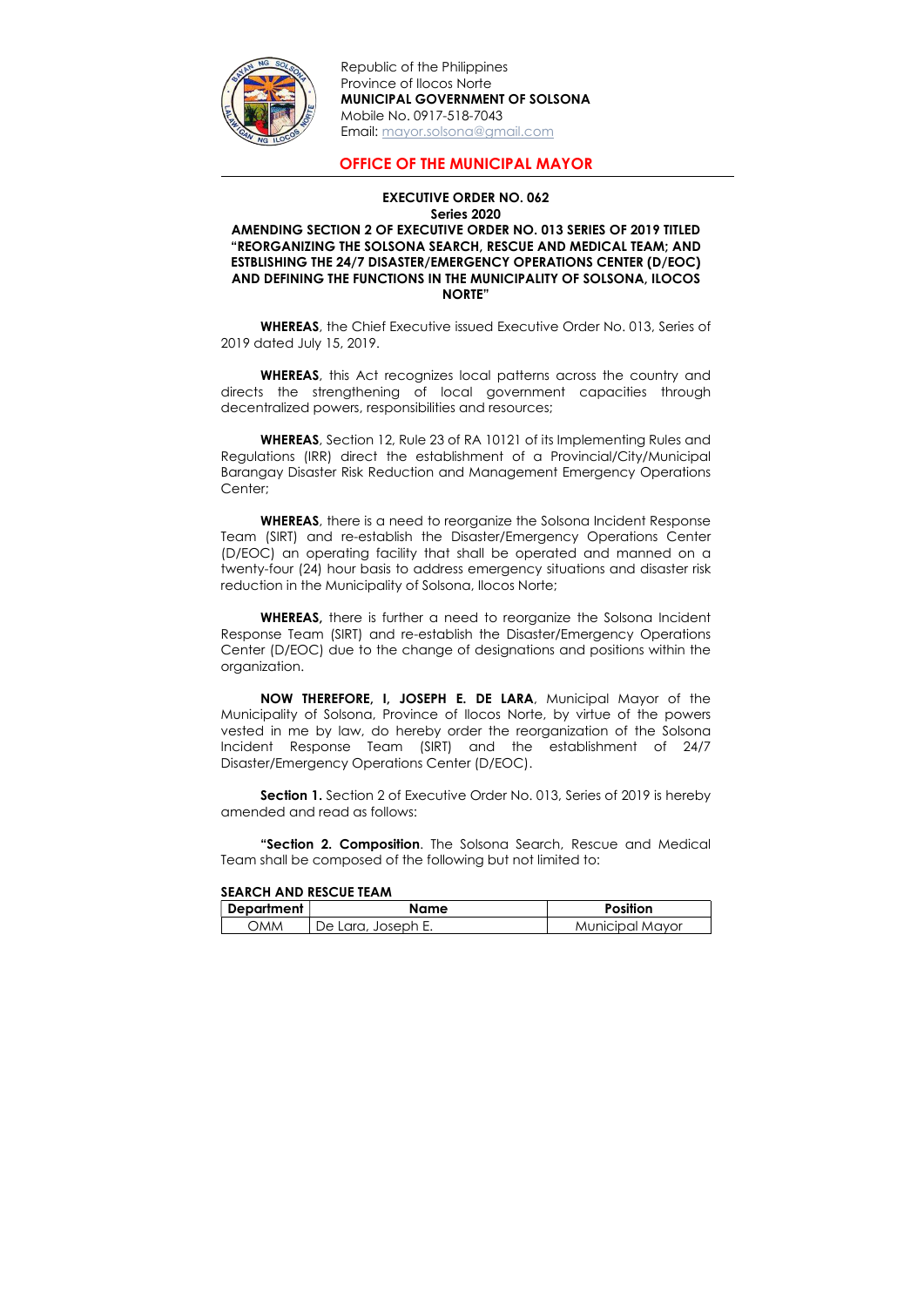Republic of the Philippines
Province of Ilocos Norte
**MUNICIPAL GOVERNMENT OF SOLSONA**
Mobile No. 0917-518-7043
Email: mayor.solsona@gmail.com

## OFFICE OF THE MUNICIPAL MAYOR

**EXECUTIVE ORDER NO. 062**
**Series 2020**

**AMENDING SECTION 2 OF EXECUTIVE ORDER NO. 013 SERIES OF 2019 TITLED "REORGANIZING THE SOLSONA SEARCH, RESCUE AND MEDICAL TEAM; AND ESTBLISHING THE 24/7 DISASTER/EMERGENCY OPERATIONS CENTER (D/EOC) AND DEFINING THE FUNCTIONS IN THE MUNICIPALITY OF SOLSONA, ILOCOS NORTE"**

**WHEREAS**, the Chief Executive issued Executive Order No. 013, Series of 2019 dated July 15, 2019.

**WHEREAS**, this Act recognizes local patterns across the country and directs the strengthening of local government capacities through decentralized powers, responsibilities and resources;

**WHEREAS**, Section 12, Rule 23 of RA 10121 of its Implementing Rules and Regulations (IRR) direct the establishment of a Provincial/City/Municipal Barangay Disaster Risk Reduction and Management Emergency Operations Center;

**WHEREAS**, there is a need to reorganize the Solsona Incident Response Team (SIRT) and re-establish the Disaster/Emergency Operations Center (D/EOC) an operating facility that shall be operated and manned on a twenty-four (24) hour basis to address emergency situations and disaster risk reduction in the Municipality of Solsona, Ilocos Norte;

**WHEREAS,** there is further a need to reorganize the Solsona Incident Response Team (SIRT) and re-establish the Disaster/Emergency Operations Center (D/EOC) due to the change of designations and positions within the organization.

**NOW THEREFORE, I, JOSEPH E. DE LARA**, Municipal Mayor of the Municipality of Solsona, Province of Ilocos Norte, by virtue of the powers vested in me by law, do hereby order the reorganization of the Solsona Incident Response Team (SIRT) and the establishment of 24/7 Disaster/Emergency Operations Center (D/EOC).

**Section 1.** Section 2 of Executive Order No. 013, Series of 2019 is hereby amended and read as follows:

"**Section 2. Composition**. The Solsona Search, Rescue and Medical Team shall be composed of the following but not limited to:

**SEARCH AND RESCUE TEAM**

| Department | Name | Position |
|---|---|---|
| OMM | De Lara, Joseph E. | Municipal Mayor |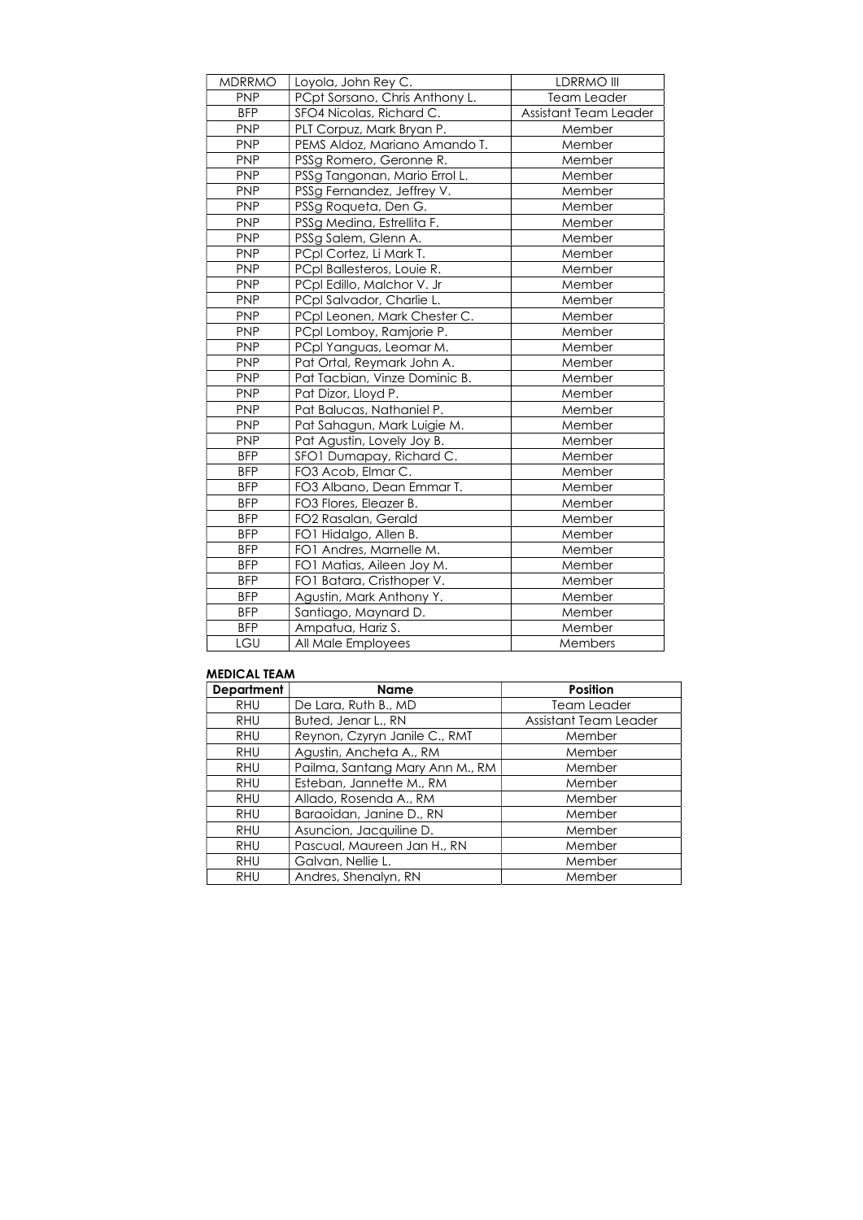| MDRRMO | Loyola, John Rey C. | LDRRMO III |
|---|---|---|
| PNP | PCpt Sorsano, Chris Anthony L. | Team Leader |
| BFP | SFO4 Nicolas, Richard C. | Assistant Team Leader |
| PNP | PLT Corpuz, Mark Bryan P. | Member |
| PNP | PEMS Aldoz, Mariano Amando T. | Member |
| PNP | PSSg Romero, Geronne R. | Member |
| PNP | PSSg Tangonan, Mario Errol L. | Member |
| PNP | PSSg Fernandez, Jeffrey V. | Member |
| PNP | PSSg Roqueta, Den G. | Member |
| PNP | PSSg Medina, Estrellita F. | Member |
| PNP | PSSg Salem, Glenn A. | Member |
| PNP | PCpl Cortez, Li Mark T. | Member |
| PNP | PCpl Ballesteros, Louie R. | Member |
| PNP | PCpl Edillo, Malchor V. Jr | Member |
| PNP | PCpl Salvador, Charlie L. | Member |
| PNP | PCpl Leonen, Mark Chester C. | Member |
| PNP | PCpl Lomboy, Ramjorie P. | Member |
| PNP | PCpl Yanguas, Leomar M. | Member |
| PNP | Pat Ortal, Reymark John A. | Member |
| PNP | Pat Tacbian, Vinze Dominic B. | Member |
| PNP | Pat Dizor, Lloyd P. | Member |
| PNP | Pat Balucas, Nathaniel P. | Member |
| PNP | Pat Sahagun, Mark Luigie M. | Member |
| PNP | Pat Agustin, Lovely Joy B. | Member |
| BFP | SFO1 Dumapay, Richard C. | Member |
| BFP | FO3 Acob, Elmar C. | Member |
| BFP | FO3 Albano, Dean Emmar T. | Member |
| BFP | FO3 Flores, Eleazer B. | Member |
| BFP | FO2 Rasalan, Gerald | Member |
| BFP | FO1 Hidalgo, Allen B. | Member |
| BFP | FO1 Andres, Marnelle M. | Member |
| BFP | FO1 Matias, Aileen Joy M. | Member |
| BFP | FO1 Batara, Cristhoper V. | Member |
| BFP | Agustin, Mark Anthony Y. | Member |
| BFP | Santiago, Maynard D. | Member |
| BFP | Ampatua, Hariz S. | Member |
| LGU | All Male Employees | Members |

**MEDICAL TEAM**

| Department | Name | Position |
|---|---|---|
| RHU | De Lara, Ruth B., MD | Team Leader |
| RHU | Buted, Jenar L., RN | Assistant Team Leader |
| RHU | Reynon, Czyryn Janile C., RMT | Member |
| RHU | Agustin, Ancheta A., RM | Member |
| RHU | Pailma, Santang Mary Ann M., RM | Member |
| RHU | Esteban, Jannette M., RM | Member |
| RHU | Allado, Rosenda A., RM | Member |
| RHU | Baraoidan, Janine D., RN | Member |
| RHU | Asuncion, Jacquiline D. | Member |
| RHU | Pascual, Maureen Jan H., RN | Member |
| RHU | Galvan, Nellie L. | Member |
| RHU | Andres, Shenalyn, RN | Member |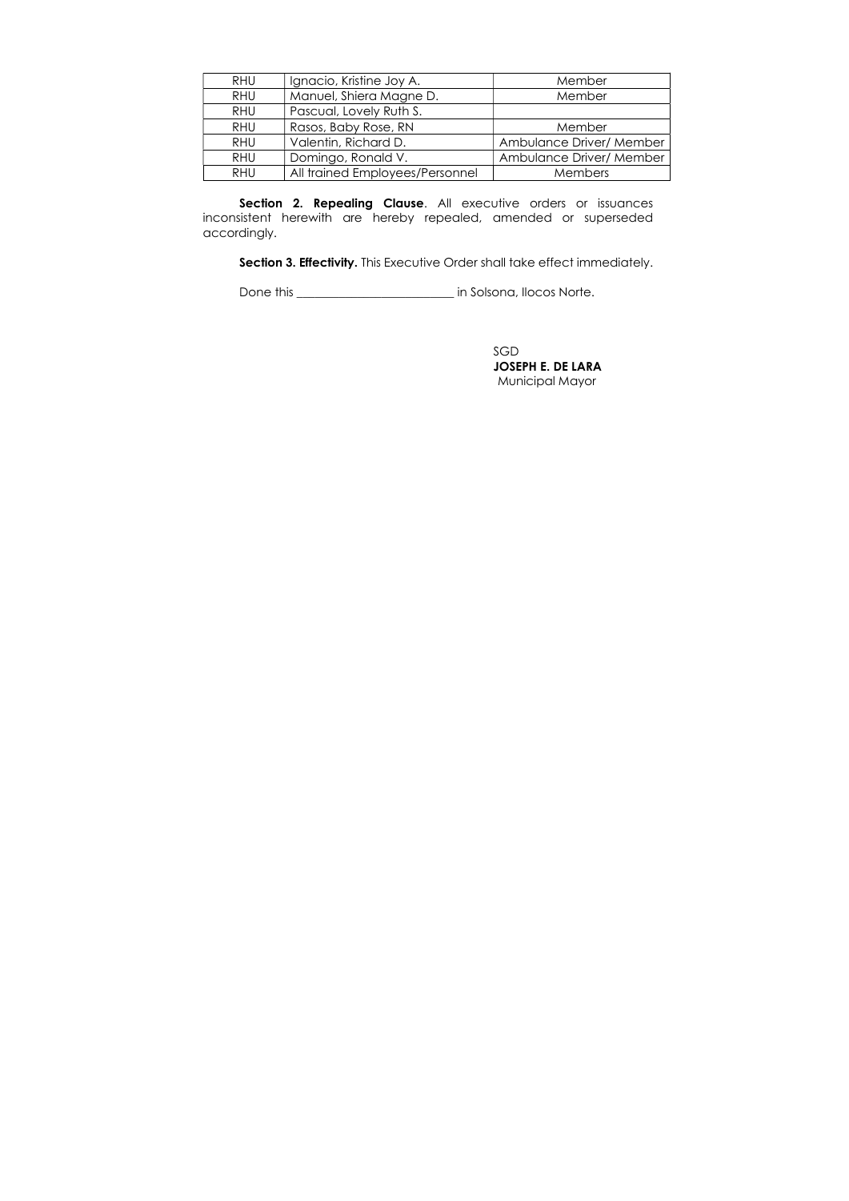| | | |
|---|---|---|
| RHU | Ignacio, Kristine Joy A. | Member |
| RHU | Manuel, Shiera Magne D. | Member |
| RHU | Pascual, Lovely Ruth S. | |
| RHU | Rasos, Baby Rose, RN | Member |
| RHU | Valentin, Richard D. | Ambulance Driver/ Member |
| RHU | Domingo, Ronald V. | Ambulance Driver/ Member |
| RHU | All trained Employees/Personnel | Members |

**Section 2. Repealing Clause**. All executive orders or issuances inconsistent herewith are hereby repealed, amended or superseded accordingly.

**Section 3. Effectivity.** This Executive Order shall take effect immediately.

Done this _________________________ in Solsona, Ilocos Norte.

SGD
**JOSEPH E. DE LARA**
Municipal Mayor